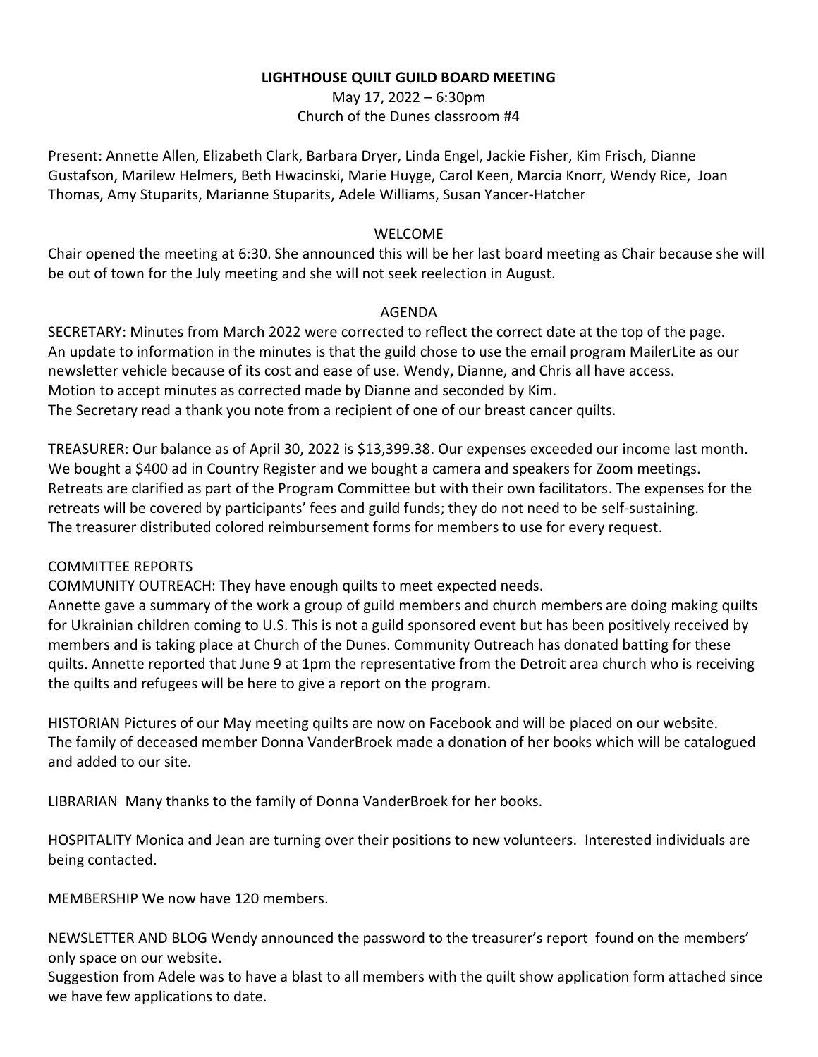# LIGHTHOUSE QUILT GUILD BOARD MEETING

May 17, 2022 – 6:30pm
Church of the Dunes classroom #4

Present: Annette Allen, Elizabeth Clark, Barbara Dryer, Linda Engel, Jackie Fisher, Kim Frisch, Dianne Gustafson, Marilew Helmers, Beth Hwacinski, Marie Huyge, Carol Keen, Marcia Knorr, Wendy Rice, Joan Thomas, Amy Stuparits, Marianne Stuparits, Adele Williams, Susan Yancer-Hatcher

## WELCOME

Chair opened the meeting at 6:30. She announced this will be her last board meeting as Chair because she will be out of town for the July meeting and she will not seek reelection in August.

## AGENDA

SECRETARY: Minutes from March 2022 were corrected to reflect the correct date at the top of the page. An update to information in the minutes is that the guild chose to use the email program MailerLite as our newsletter vehicle because of its cost and ease of use. Wendy, Dianne, and Chris all have access.
Motion to accept minutes as corrected made by Dianne and seconded by Kim.
The Secretary read a thank you note from a recipient of one of our breast cancer quilts.

TREASURER: Our balance as of April 30, 2022 is $13,399.38. Our expenses exceeded our income last month. We bought a $400 ad in Country Register and we bought a camera and speakers for Zoom meetings. Retreats are clarified as part of the Program Committee but with their own facilitators. The expenses for the retreats will be covered by participants' fees and guild funds; they do not need to be self-sustaining.
The treasurer distributed colored reimbursement forms for members to use for every request.

COMMITTEE REPORTS

COMMUNITY OUTREACH: They have enough quilts to meet expected needs.
Annette gave a summary of the work a group of guild members and church members are doing making quilts for Ukrainian children coming to U.S. This is not a guild sponsored event but has been positively received by members and is taking place at Church of the Dunes. Community Outreach has donated batting for these quilts. Annette reported that June 9 at 1pm the representative from the Detroit area church who is receiving the quilts and refugees will be here to give a report on the program.

HISTORIAN Pictures of our May meeting quilts are now on Facebook and will be placed on our website.
The family of deceased member Donna VanderBroek made a donation of her books which will be catalogued and added to our site.

LIBRARIAN Many thanks to the family of Donna VanderBroek for her books.

HOSPITALITY Monica and Jean are turning over their positions to new volunteers. Interested individuals are being contacted.

MEMBERSHIP We now have 120 members.

NEWSLETTER AND BLOG Wendy announced the password to the treasurer's report found on the members' only space on our website.
Suggestion from Adele was to have a blast to all members with the quilt show application form attached since we have few applications to date.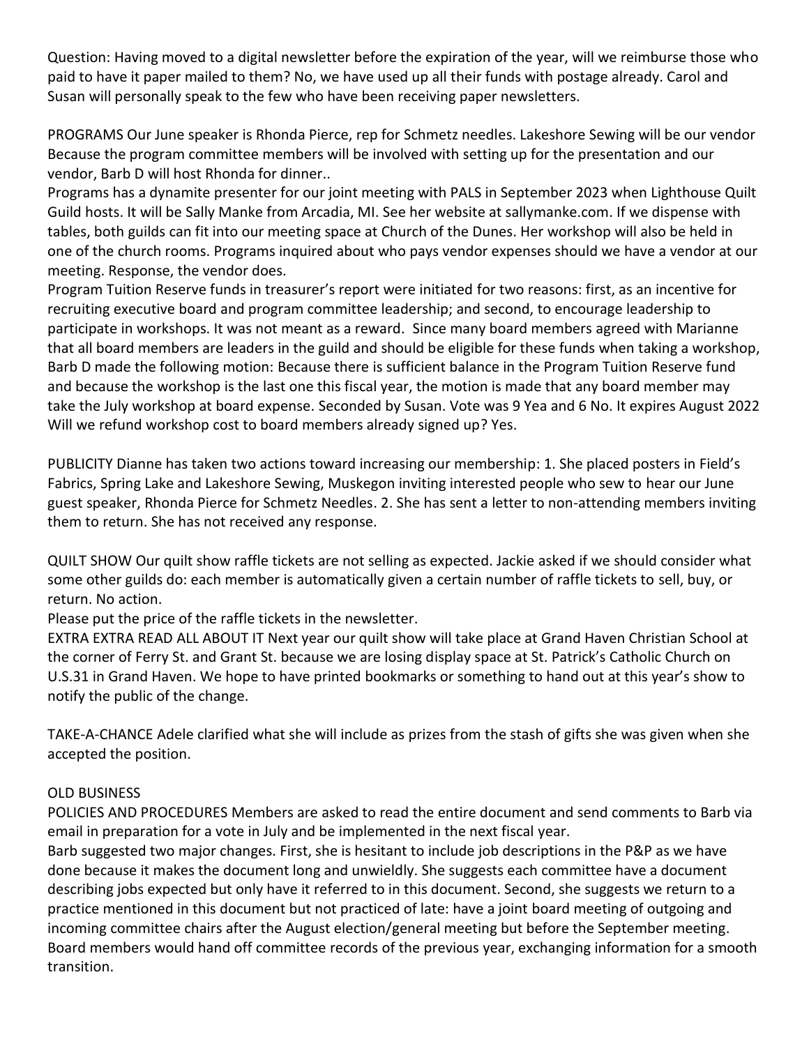Question: Having moved to a digital newsletter before the expiration of the year, will we reimburse those who paid to have it paper mailed to them? No, we have used up all their funds with postage already. Carol and Susan will personally speak to the few who have been receiving paper newsletters.

PROGRAMS Our June speaker is Rhonda Pierce, rep for Schmetz needles. Lakeshore Sewing will be our vendor Because the program committee members will be involved with setting up for the presentation and our vendor, Barb D will host Rhonda for dinner..

Programs has a dynamite presenter for our joint meeting with PALS in September 2023 when Lighthouse Quilt Guild hosts. It will be Sally Manke from Arcadia, MI. See her website at sallymanke.com. If we dispense with tables, both guilds can fit into our meeting space at Church of the Dunes. Her workshop will also be held in one of the church rooms. Programs inquired about who pays vendor expenses should we have a vendor at our meeting. Response, the vendor does.

Program Tuition Reserve funds in treasurer's report were initiated for two reasons: first, as an incentive for recruiting executive board and program committee leadership; and second, to encourage leadership to participate in workshops. It was not meant as a reward. Since many board members agreed with Marianne that all board members are leaders in the guild and should be eligible for these funds when taking a workshop, Barb D made the following motion: Because there is sufficient balance in the Program Tuition Reserve fund and because the workshop is the last one this fiscal year, the motion is made that any board member may take the July workshop at board expense. Seconded by Susan. Vote was 9 Yea and 6 No. It expires August 2022 Will we refund workshop cost to board members already signed up? Yes.

PUBLICITY Dianne has taken two actions toward increasing our membership: 1. She placed posters in Field's Fabrics, Spring Lake and Lakeshore Sewing, Muskegon inviting interested people who sew to hear our June guest speaker, Rhonda Pierce for Schmetz Needles. 2. She has sent a letter to non-attending members inviting them to return. She has not received any response.

QUILT SHOW Our quilt show raffle tickets are not selling as expected. Jackie asked if we should consider what some other guilds do: each member is automatically given a certain number of raffle tickets to sell, buy, or return. No action.

Please put the price of the raffle tickets in the newsletter.

EXTRA EXTRA READ ALL ABOUT IT Next year our quilt show will take place at Grand Haven Christian School at the corner of Ferry St. and Grant St. because we are losing display space at St. Patrick's Catholic Church on U.S.31 in Grand Haven. We hope to have printed bookmarks or something to hand out at this year's show to notify the public of the change.

TAKE-A-CHANCE Adele clarified what she will include as prizes from the stash of gifts she was given when she accepted the position.

OLD BUSINESS

POLICIES AND PROCEDURES Members are asked to read the entire document and send comments to Barb via email in preparation for a vote in July and be implemented in the next fiscal year.

Barb suggested two major changes. First, she is hesitant to include job descriptions in the P&P as we have done because it makes the document long and unwieldly. She suggests each committee have a document describing jobs expected but only have it referred to in this document. Second, she suggests we return to a practice mentioned in this document but not practiced of late: have a joint board meeting of outgoing and incoming committee chairs after the August election/general meeting but before the September meeting. Board members would hand off committee records of the previous year, exchanging information for a smooth transition.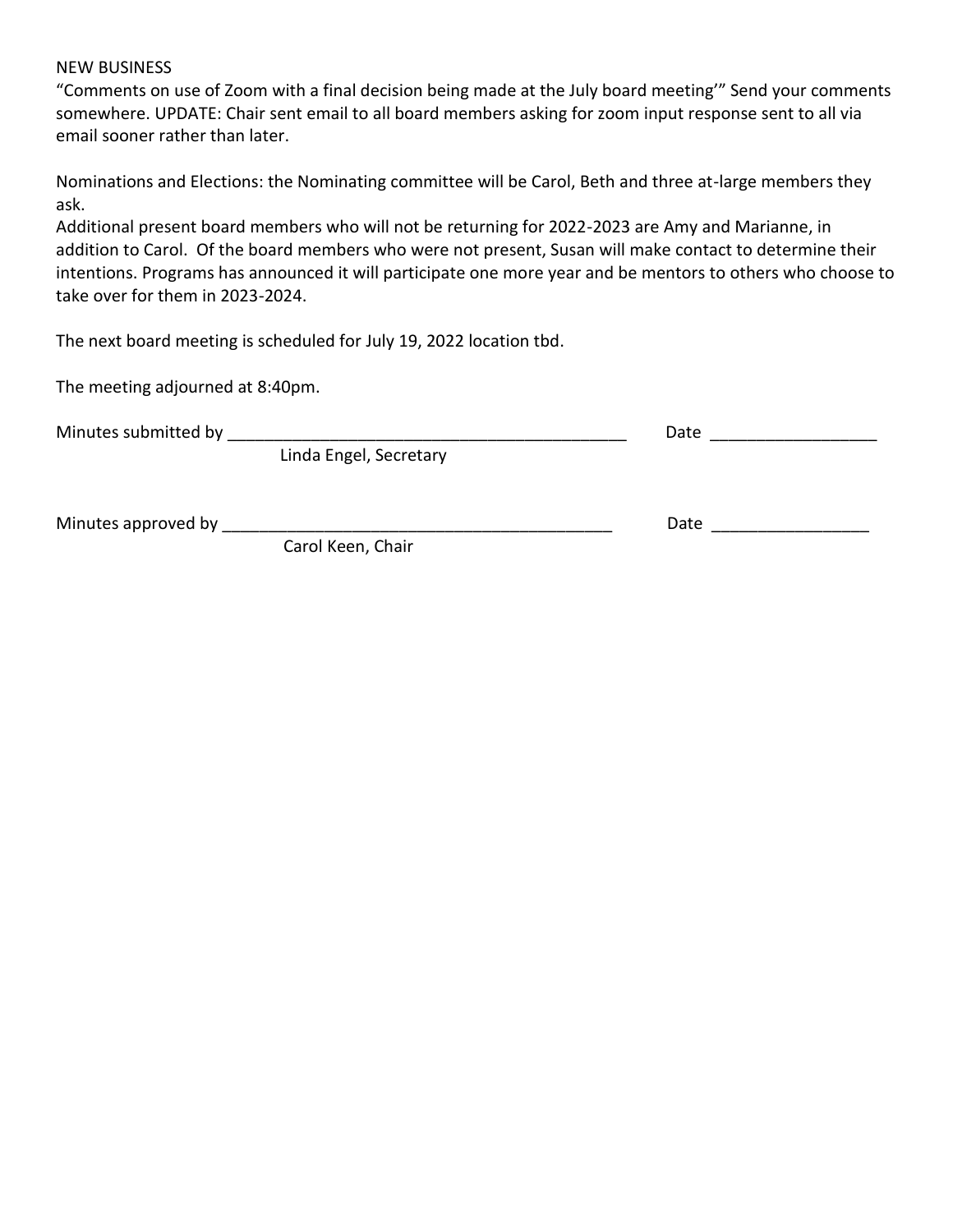NEW BUSINESS

"Comments on use of Zoom with a final decision being made at the July board meeting'" Send your comments somewhere. UPDATE: Chair sent email to all board members asking for zoom input response sent to all via email sooner rather than later.

Nominations and Elections: the Nominating committee will be Carol, Beth and three at-large members they ask.

Additional present board members who will not be returning for 2022-2023 are Amy and Marianne, in addition to Carol. Of the board members who were not present, Susan will make contact to determine their intentions. Programs has announced it will participate one more year and be mentors to others who choose to take over for them in 2023-2024.

The next board meeting is scheduled for July 19, 2022 location tbd.

The meeting adjourned at 8:40pm.

Minutes submitted by ____________________________________________ Date __________________
Linda Engel, Secretary

Minutes approved by ____________________________________________ Date _________________
Carol Keen, Chair